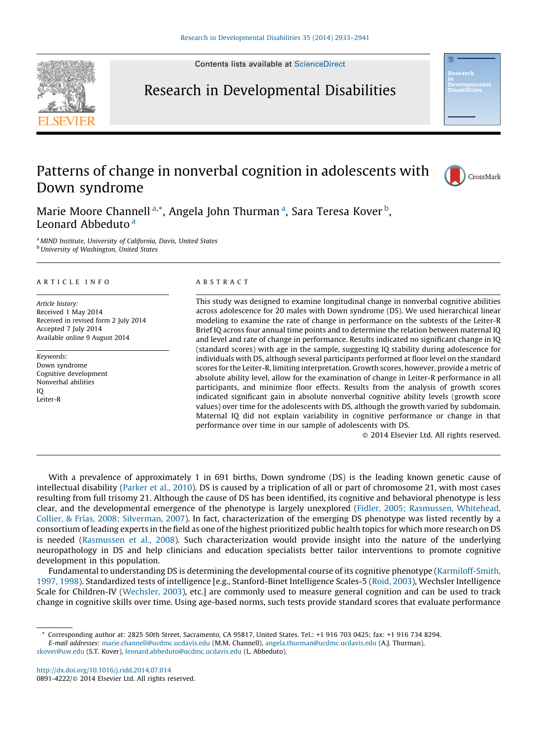# Patterns of change in nonverbal cognition in adolescents with Down syndrome

Marie Moore Channell [a,*], Angela John Thurman [a], Sara Teresa Kover [b], Leonard Abbeduto [a]

[a] MIND Institute, University of California, Davis, United States
[b] University of Washington, United States

ARTICLE INFO

*Article history:*
Received 1 May 2014
Received in revised form 2 July 2014
Accepted 7 July 2014
Available online 9 August 2014

*Keywords:*
Down syndrome
Cognitive development
Nonverbal abilities
IQ
Leiter-R

ABSTRACT

This study was designed to examine longitudinal change in nonverbal cognitive abilities across adolescence for 20 males with Down syndrome (DS). We used hierarchical linear modeling to examine the rate of change in performance on the subtests of the Leiter-R Brief IQ across four annual time points and to determine the relation between maternal IQ and level and rate of change in performance. Results indicated no significant change in IQ (standard scores) with age in the sample, suggesting IQ stability during adolescence for individuals with DS, although several participants performed at floor level on the standard scores for the Leiter-R, limiting interpretation. Growth scores, however, provide a metric of absolute ability level, allow for the examination of change in Leiter-R performance in all participants, and minimize floor effects. Results from the analysis of growth scores indicated significant gain in absolute nonverbal cognitive ability levels (growth score values) over time for the adolescents with DS, although the growth varied by subdomain. Maternal IQ did not explain variability in cognitive performance or change in that performance over time in our sample of adolescents with DS.

© 2014 Elsevier Ltd. All rights reserved.

With a prevalence of approximately 1 in 691 births, Down syndrome (DS) is the leading known genetic cause of intellectual disability (Parker et al., 2010). DS is caused by a triplication of all or part of chromosome 21, with most cases resulting from full trisomy 21. Although the cause of DS has been identified, its cognitive and behavioral phenotype is less clear, and the developmental emergence of the phenotype is largely unexplored (Fidler, 2005; Rasmussen, Whitehead, Collier, & Frías, 2008; Silverman, 2007). In fact, characterization of the emerging DS phenotype was listed recently by a consortium of leading experts in the field as one of the highest prioritized public health topics for which more research on DS is needed (Rasmussen et al., 2008). Such characterization would provide insight into the nature of the underlying neuropathology in DS and help clinicians and education specialists better tailor interventions to promote cognitive development in this population.

Fundamental to understanding DS is determining the developmental course of its cognitive phenotype (Karmiloff-Smith, 1997, 1998). Standardized tests of intelligence [e.g., Stanford-Binet Intelligence Scales-5 (Roid, 2003), Wechsler Intelligence Scale for Children-IV (Wechsler, 2003), etc.] are commonly used to measure general cognition and can be used to track change in cognitive skills over time. Using age-based norms, such tests provide standard scores that evaluate performance

* Corresponding author at: 2825 50th Street, Sacramento, CA 95817, United States. Tel.: +1 916 703 0425; fax: +1 916 734 8294.
*E-mail addresses:* marie.channell@ucdmc.ucdavis.edu (M.M. Channell), angela.thurman@ucdmc.ucdavis.edu (A.J. Thurman), skover@uw.edu (S.T. Kover), leonard.abbeduto@ucdmc.ucdavis.edu (L. Abbeduto).

http://dx.doi.org/10.1016/j.ridd.2014.07.014
0891-4222/© 2014 Elsevier Ltd. All rights reserved.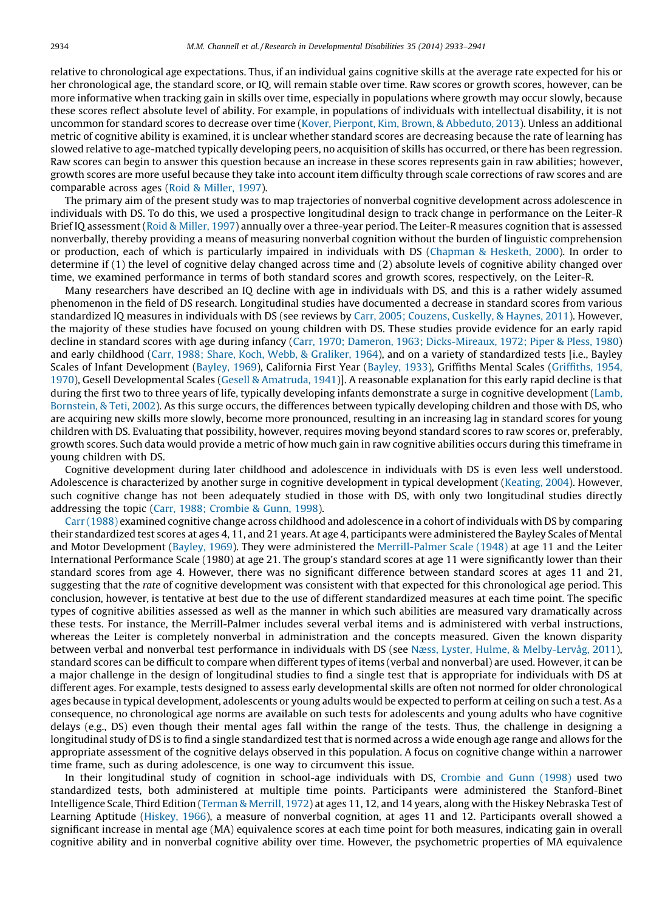relative to chronological age expectations. Thus, if an individual gains cognitive skills at the average rate expected for his or her chronological age, the standard score, or IQ, will remain stable over time. Raw scores or growth scores, however, can be more informative when tracking gain in skills over time, especially in populations where growth may occur slowly, because these scores reflect absolute level of ability. For example, in populations of individuals with intellectual disability, it is not uncommon for standard scores to decrease over time (Kover, Pierpont, Kim, Brown, & Abbeduto, 2013). Unless an additional metric of cognitive ability is examined, it is unclear whether standard scores are decreasing because the rate of learning has slowed relative to age-matched typically developing peers, no acquisition of skills has occurred, or there has been regression. Raw scores can begin to answer this question because an increase in these scores represents gain in raw abilities; however, growth scores are more useful because they take into account item difficulty through scale corrections of raw scores and are comparable across ages (Roid & Miller, 1997).

The primary aim of the present study was to map trajectories of nonverbal cognitive development across adolescence in individuals with DS. To do this, we used a prospective longitudinal design to track change in performance on the Leiter-R Brief IQ assessment (Roid & Miller, 1997) annually over a three-year period. The Leiter-R measures cognition that is assessed nonverbally, thereby providing a means of measuring nonverbal cognition without the burden of linguistic comprehension or production, each of which is particularly impaired in individuals with DS (Chapman & Hesketh, 2000). In order to determine if (1) the level of cognitive delay changed across time and (2) absolute levels of cognitive ability changed over time, we examined performance in terms of both standard scores and growth scores, respectively, on the Leiter-R.

Many researchers have described an IQ decline with age in individuals with DS, and this is a rather widely assumed phenomenon in the field of DS research. Longitudinal studies have documented a decrease in standard scores from various standardized IQ measures in individuals with DS (see reviews by Carr, 2005; Couzens, Cuskelly, & Haynes, 2011). However, the majority of these studies have focused on young children with DS. These studies provide evidence for an early rapid decline in standard scores with age during infancy (Carr, 1970; Dameron, 1963; Dicks-Mireaux, 1972; Piper & Pless, 1980) and early childhood (Carr, 1988; Share, Koch, Webb, & Graliker, 1964), and on a variety of standardized tests [i.e., Bayley Scales of Infant Development (Bayley, 1969), California First Year (Bayley, 1933), Griffiths Mental Scales (Griffiths, 1954, 1970), Gesell Developmental Scales (Gesell & Amatruda, 1941)]. A reasonable explanation for this early rapid decline is that during the first two to three years of life, typically developing infants demonstrate a surge in cognitive development (Lamb, Bornstein, & Teti, 2002). As this surge occurs, the differences between typically developing children and those with DS, who are acquiring new skills more slowly, become more pronounced, resulting in an increasing lag in standard scores for young children with DS. Evaluating that possibility, however, requires moving beyond standard scores to raw scores or, preferably, growth scores. Such data would provide a metric of how much gain in raw cognitive abilities occurs during this timeframe in young children with DS.

Cognitive development during later childhood and adolescence in individuals with DS is even less well understood. Adolescence is characterized by another surge in cognitive development in typical development (Keating, 2004). However, such cognitive change has not been adequately studied in those with DS, with only two longitudinal studies directly addressing the topic (Carr, 1988; Crombie & Gunn, 1998).

Carr (1988) examined cognitive change across childhood and adolescence in a cohort of individuals with DS by comparing their standardized test scores at ages 4, 11, and 21 years. At age 4, participants were administered the Bayley Scales of Mental and Motor Development (Bayley, 1969). They were administered the Merrill-Palmer Scale (1948) at age 11 and the Leiter International Performance Scale (1980) at age 21. The group's standard scores at age 11 were significantly lower than their standard scores from age 4. However, there was no significant difference between standard scores at ages 11 and 21, suggesting that the *rate* of cognitive development was consistent with that expected for this chronological age period. This conclusion, however, is tentative at best due to the use of different standardized measures at each time point. The specific types of cognitive abilities assessed as well as the manner in which such abilities are measured vary dramatically across these tests. For instance, the Merrill-Palmer includes several verbal items and is administered with verbal instructions, whereas the Leiter is completely nonverbal in administration and the concepts measured. Given the known disparity between verbal and nonverbal test performance in individuals with DS (see Næss, Lyster, Hulme, & Melby-Lervåg, 2011), standard scores can be difficult to compare when different types of items (verbal and nonverbal) are used. However, it can be a major challenge in the design of longitudinal studies to find a single test that is appropriate for individuals with DS at different ages. For example, tests designed to assess early developmental skills are often not normed for older chronological ages because in typical development, adolescents or young adults would be expected to perform at ceiling on such a test. As a consequence, no chronological age norms are available on such tests for adolescents and young adults who have cognitive delays (e.g., DS) even though their mental ages fall within the range of the tests. Thus, the challenge in designing a longitudinal study of DS is to find a single standardized test that is normed across a wide enough age range and allows for the appropriate assessment of the cognitive delays observed in this population. A focus on cognitive change within a narrower time frame, such as during adolescence, is one way to circumvent this issue.

In their longitudinal study of cognition in school-age individuals with DS, Crombie and Gunn (1998) used two standardized tests, both administered at multiple time points. Participants were administered the Stanford-Binet Intelligence Scale, Third Edition (Terman & Merrill, 1972) at ages 11, 12, and 14 years, along with the Hiskey Nebraska Test of Learning Aptitude (Hiskey, 1966), a measure of nonverbal cognition, at ages 11 and 12. Participants overall showed a significant increase in mental age (MA) equivalence scores at each time point for both measures, indicating gain in overall cognitive ability and in nonverbal cognitive ability over time. However, the psychometric properties of MA equivalence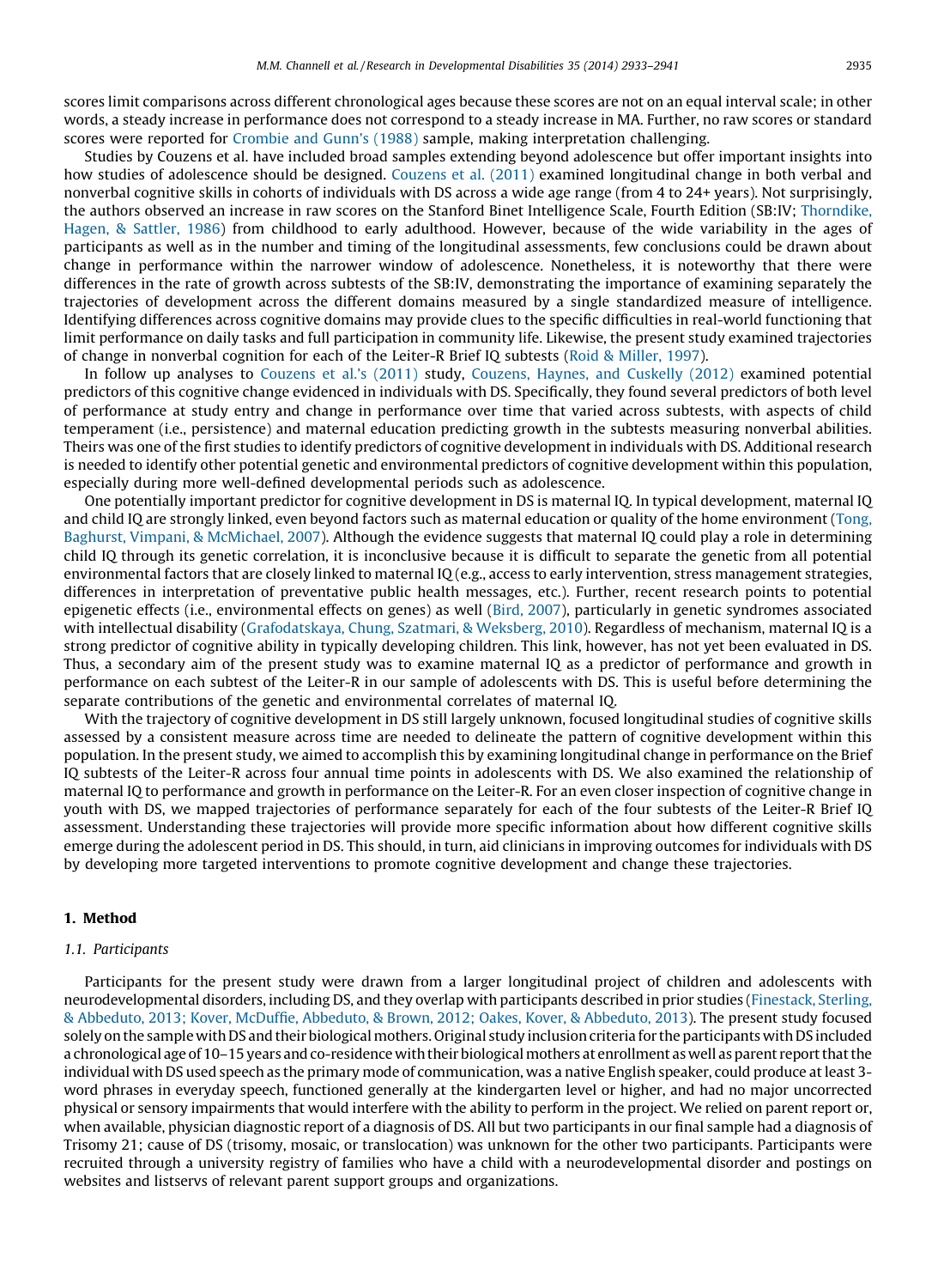scores limit comparisons across different chronological ages because these scores are not on an equal interval scale; in other words, a steady increase in performance does not correspond to a steady increase in MA. Further, no raw scores or standard scores were reported for Crombie and Gunn's (1988) sample, making interpretation challenging.

Studies by Couzens et al. have included broad samples extending beyond adolescence but offer important insights into how studies of adolescence should be designed. Couzens et al. (2011) examined longitudinal change in both verbal and nonverbal cognitive skills in cohorts of individuals with DS across a wide age range (from 4 to 24+ years). Not surprisingly, the authors observed an increase in raw scores on the Stanford Binet Intelligence Scale, Fourth Edition (SB:IV; Thorndike, Hagen, & Sattler, 1986) from childhood to early adulthood. However, because of the wide variability in the ages of participants as well as in the number and timing of the longitudinal assessments, few conclusions could be drawn about change in performance within the narrower window of adolescence. Nonetheless, it is noteworthy that there were differences in the rate of growth across subtests of the SB:IV, demonstrating the importance of examining separately the trajectories of development across the different domains measured by a single standardized measure of intelligence. Identifying differences across cognitive domains may provide clues to the specific difficulties in real-world functioning that limit performance on daily tasks and full participation in community life. Likewise, the present study examined trajectories of change in nonverbal cognition for each of the Leiter-R Brief IQ subtests (Roid & Miller, 1997).

In follow up analyses to Couzens et al.'s (2011) study, Couzens, Haynes, and Cuskelly (2012) examined potential predictors of this cognitive change evidenced in individuals with DS. Specifically, they found several predictors of both level of performance at study entry and change in performance over time that varied across subtests, with aspects of child temperament (i.e., persistence) and maternal education predicting growth in the subtests measuring nonverbal abilities. Theirs was one of the first studies to identify predictors of cognitive development in individuals with DS. Additional research is needed to identify other potential genetic and environmental predictors of cognitive development within this population, especially during more well-defined developmental periods such as adolescence.

One potentially important predictor for cognitive development in DS is maternal IQ. In typical development, maternal IQ and child IQ are strongly linked, even beyond factors such as maternal education or quality of the home environment (Tong, Baghurst, Vimpani, & McMichael, 2007). Although the evidence suggests that maternal IQ could play a role in determining child IQ through its genetic correlation, it is inconclusive because it is difficult to separate the genetic from all potential environmental factors that are closely linked to maternal IQ (e.g., access to early intervention, stress management strategies, differences in interpretation of preventative public health messages, etc.). Further, recent research points to potential epigenetic effects (i.e., environmental effects on genes) as well (Bird, 2007), particularly in genetic syndromes associated with intellectual disability (Grafodatskaya, Chung, Szatmari, & Weksberg, 2010). Regardless of mechanism, maternal IQ is a strong predictor of cognitive ability in typically developing children. This link, however, has not yet been evaluated in DS. Thus, a secondary aim of the present study was to examine maternal IQ as a predictor of performance and growth in performance on each subtest of the Leiter-R in our sample of adolescents with DS. This is useful before determining the separate contributions of the genetic and environmental correlates of maternal IQ.

With the trajectory of cognitive development in DS still largely unknown, focused longitudinal studies of cognitive skills assessed by a consistent measure across time are needed to delineate the pattern of cognitive development within this population. In the present study, we aimed to accomplish this by examining longitudinal change in performance on the Brief IQ subtests of the Leiter-R across four annual time points in adolescents with DS. We also examined the relationship of maternal IQ to performance and growth in performance on the Leiter-R. For an even closer inspection of cognitive change in youth with DS, we mapped trajectories of performance separately for each of the four subtests of the Leiter-R Brief IQ assessment. Understanding these trajectories will provide more specific information about how different cognitive skills emerge during the adolescent period in DS. This should, in turn, aid clinicians in improving outcomes for individuals with DS by developing more targeted interventions to promote cognitive development and change these trajectories.

## 1. Method

### 1.1. Participants

Participants for the present study were drawn from a larger longitudinal project of children and adolescents with neurodevelopmental disorders, including DS, and they overlap with participants described in prior studies (Finestack, Sterling, & Abbeduto, 2013; Kover, McDuffie, Abbeduto, & Brown, 2012; Oakes, Kover, & Abbeduto, 2013). The present study focused solely on the sample with DS and their biological mothers. Original study inclusion criteria for the participants with DS included a chronological age of 10–15 years and co-residence with their biological mothers at enrollment as well as parent report that the individual with DS used speech as the primary mode of communication, was a native English speaker, could produce at least 3-word phrases in everyday speech, functioned generally at the kindergarten level or higher, and had no major uncorrected physical or sensory impairments that would interfere with the ability to perform in the project. We relied on parent report or, when available, physician diagnostic report of a diagnosis of DS. All but two participants in our final sample had a diagnosis of Trisomy 21; cause of DS (trisomy, mosaic, or translocation) was unknown for the other two participants. Participants were recruited through a university registry of families who have a child with a neurodevelopmental disorder and postings on websites and listservs of relevant parent support groups and organizations.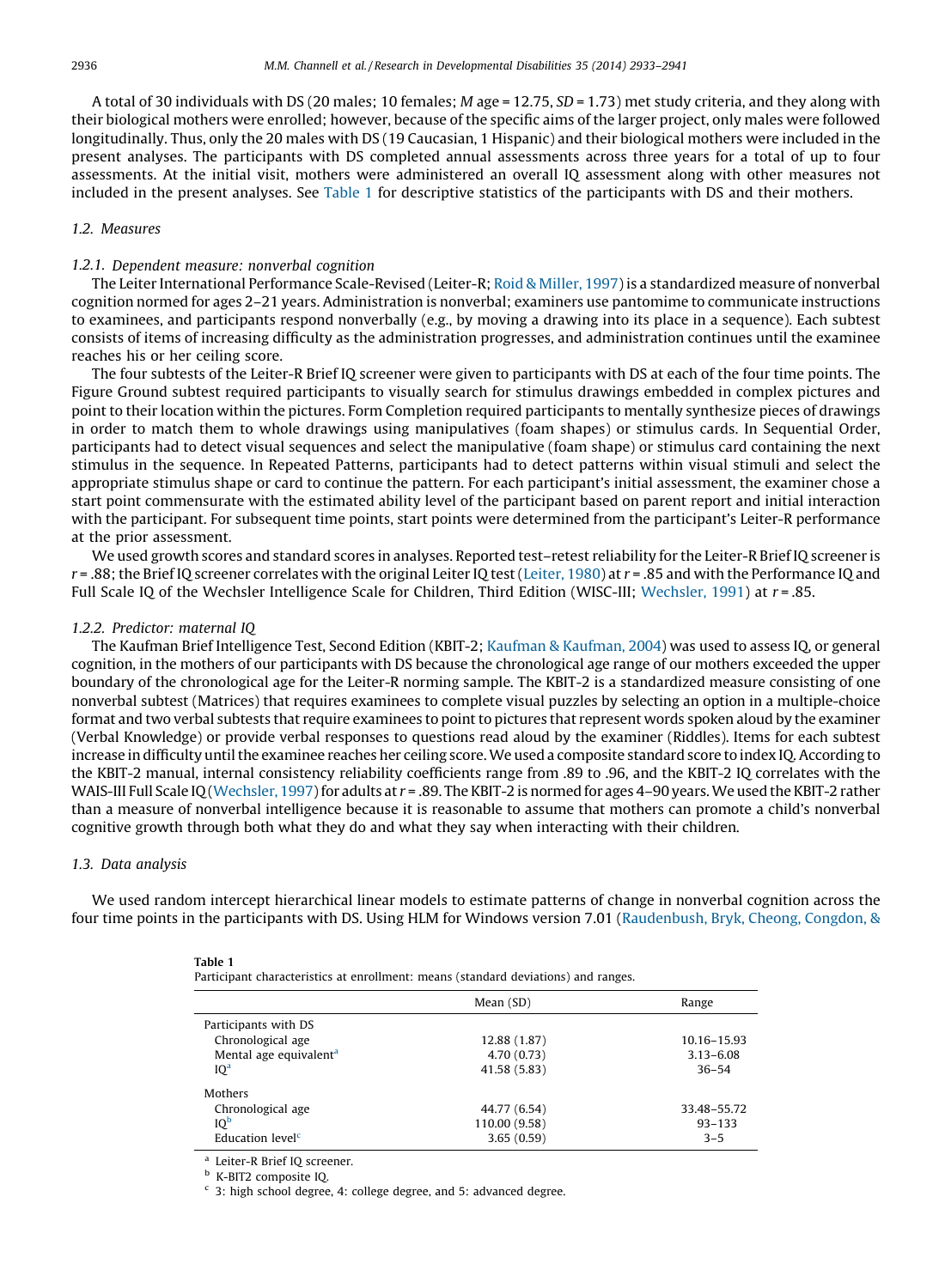A total of 30 individuals with DS (20 males; 10 females; $M$ age = 12.75, $SD$ = 1.73) met study criteria, and they along with their biological mothers were enrolled; however, because of the specific aims of the larger project, only males were followed longitudinally. Thus, only the 20 males with DS (19 Caucasian, 1 Hispanic) and their biological mothers were included in the present analyses. The participants with DS completed annual assessments across three years for a total of up to four assessments. At the initial visit, mothers were administered an overall IQ assessment along with other measures not included in the present analyses. See Table 1 for descriptive statistics of the participants with DS and their mothers.

### 1.2. Measures

#### 1.2.1. Dependent measure: nonverbal cognition

The Leiter International Performance Scale-Revised (Leiter-R; Roid & Miller, 1997) is a standardized measure of nonverbal cognition normed for ages 2–21 years. Administration is nonverbal; examiners use pantomime to communicate instructions to examinees, and participants respond nonverbally (e.g., by moving a drawing into its place in a sequence). Each subtest consists of items of increasing difficulty as the administration progresses, and administration continues until the examinee reaches his or her ceiling score.

The four subtests of the Leiter-R Brief IQ screener were given to participants with DS at each of the four time points. The Figure Ground subtest required participants to visually search for stimulus drawings embedded in complex pictures and point to their location within the pictures. Form Completion required participants to mentally synthesize pieces of drawings in order to match them to whole drawings using manipulatives (foam shapes) or stimulus cards. In Sequential Order, participants had to detect visual sequences and select the manipulative (foam shape) or stimulus card containing the next stimulus in the sequence. In Repeated Patterns, participants had to detect patterns within visual stimuli and select the appropriate stimulus shape or card to continue the pattern. For each participant's initial assessment, the examiner chose a start point commensurate with the estimated ability level of the participant based on parent report and initial interaction with the participant. For subsequent time points, start points were determined from the participant's Leiter-R performance at the prior assessment.

We used growth scores and standard scores in analyses. Reported test–retest reliability for the Leiter-R Brief IQ screener is $r$ = .88; the Brief IQ screener correlates with the original Leiter IQ test (Leiter, 1980) at $r$ = .85 and with the Performance IQ and Full Scale IQ of the Wechsler Intelligence Scale for Children, Third Edition (WISC-III; Wechsler, 1991) at $r$ = .85.

#### 1.2.2. Predictor: maternal IQ

The Kaufman Brief Intelligence Test, Second Edition (KBIT-2; Kaufman & Kaufman, 2004) was used to assess IQ, or general cognition, in the mothers of our participants with DS because the chronological age range of our mothers exceeded the upper boundary of the chronological age for the Leiter-R norming sample. The KBIT-2 is a standardized measure consisting of one nonverbal subtest (Matrices) that requires examinees to complete visual puzzles by selecting an option in a multiple-choice format and two verbal subtests that require examinees to point to pictures that represent words spoken aloud by the examiner (Verbal Knowledge) or provide verbal responses to questions read aloud by the examiner (Riddles). Items for each subtest increase in difficulty until the examinee reaches her ceiling score. We used a composite standard score to index IQ. According to the KBIT-2 manual, internal consistency reliability coefficients range from .89 to .96, and the KBIT-2 IQ correlates with the WAIS-III Full Scale IQ (Wechsler, 1997) for adults at $r$ = .89. The KBIT-2 is normed for ages 4–90 years. We used the KBIT-2 rather than a measure of nonverbal intelligence because it is reasonable to assume that mothers can promote a child's nonverbal cognitive growth through both what they do and what they say when interacting with their children.

### 1.3. Data analysis

We used random intercept hierarchical linear models to estimate patterns of change in nonverbal cognition across the four time points in the participants with DS. Using HLM for Windows version 7.01 (Raudenbush, Bryk, Cheong, Congdon, &

**Table 1**
Participant characteristics at enrollment: means (standard deviations) and ranges.

| | Mean (SD) | Range |
|---|---|---|
| Participants with DS | | |
| Chronological age | 12.88 (1.87) | 10.16–15.93 |
| Mental age equivalent[a] | 4.70 (0.73) | 3.13–6.08 |
| IQ[a] | 41.58 (5.83) | 36–54 |
| Mothers | | |
| Chronological age | 44.77 (6.54) | 33.48–55.72 |
| IQ[b] | 110.00 (9.58) | 93–133 |
| Education level[c] | 3.65 (0.59) | 3–5 |

[a] Leiter-R Brief IQ screener.
[b] K-BIT2 composite IQ.
[c] 3: high school degree, 4: college degree, and 5: advanced degree.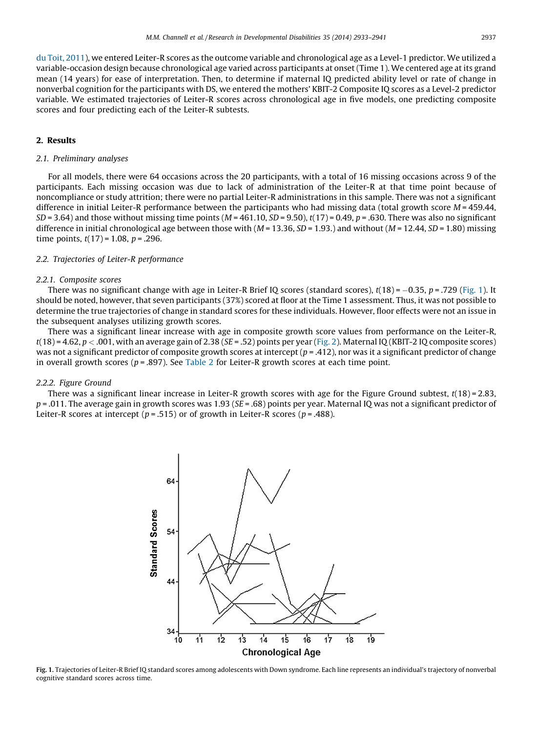du Toit, 2011), we entered Leiter-R scores as the outcome variable and chronological age as a Level-1 predictor. We utilized a variable-occasion design because chronological age varied across participants at onset (Time 1). We centered age at its grand mean (14 years) for ease of interpretation. Then, to determine if maternal IQ predicted ability level or rate of change in nonverbal cognition for the participants with DS, we entered the mothers' KBIT-2 Composite IQ scores as a Level-2 predictor variable. We estimated trajectories of Leiter-R scores across chronological age in five models, one predicting composite scores and four predicting each of the Leiter-R subtests.

## 2. Results

### 2.1. Preliminary analyses

For all models, there were 64 occasions across the 20 participants, with a total of 16 missing occasions across 9 of the participants. Each missing occasion was due to lack of administration of the Leiter-R at that time point because of noncompliance or study attrition; there were no partial Leiter-R administrations in this sample. There was not a significant difference in initial Leiter-R performance between the participants who had missing data (total growth score $M = 459.44$, $SD = 3.64$) and those without missing time points ($M = 461.10$, $SD = 9.50$), $t(17) = 0.49$, $p = .630$. There was also no significant difference in initial chronological age between those with ($M = 13.36$, $SD = 1.93$.) and without ($M = 12.44$, $SD = 1.80$) missing time points, $t(17) = 1.08$, $p = .296$.

### 2.2. Trajectories of Leiter-R performance

#### 2.2.1. Composite scores

There was no significant change with age in Leiter-R Brief IQ scores (standard scores), $t(18) = -0.35$, $p = .729$ (Fig. 1). It should be noted, however, that seven participants (37%) scored at floor at the Time 1 assessment. Thus, it was not possible to determine the true trajectories of change in standard scores for these individuals. However, floor effects were not an issue in the subsequent analyses utilizing growth scores.

There was a significant linear increase with age in composite growth score values from performance on the Leiter-R, $t(18) = 4.62$, $p < .001$, with an average gain of 2.38 ($SE = .52$) points per year (Fig. 2). Maternal IQ (KBIT-2 IQ composite scores) was not a significant predictor of composite growth scores at intercept ($p = .412$), nor was it a significant predictor of change in overall growth scores ($p = .897$). See Table 2 for Leiter-R growth scores at each time point.

#### 2.2.2. Figure Ground

There was a significant linear increase in Leiter-R growth scores with age for the Figure Ground subtest, $t(18) = 2.83$, $p = .011$. The average gain in growth scores was 1.93 ($SE = .68$) points per year. Maternal IQ was not a significant predictor of Leiter-R scores at intercept ($p = .515$) or of growth in Leiter-R scores ($p = .488$).

**Fig. 1.** Trajectories of Leiter-R Brief IQ standard scores among adolescents with Down syndrome. Each line represents an individual's trajectory of nonverbal cognitive standard scores across time.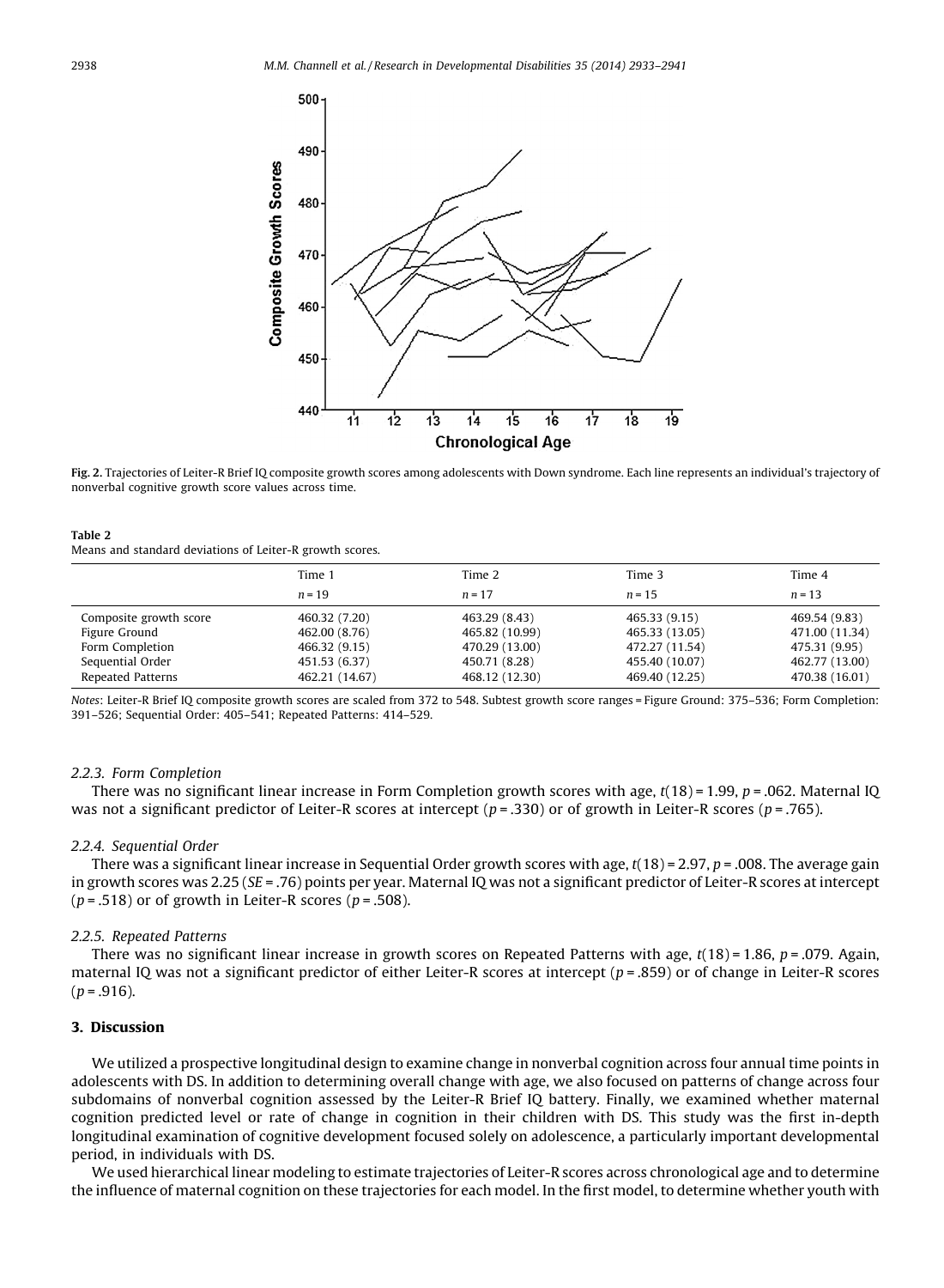Fig. 2. Trajectories of Leiter-R Brief IQ composite growth scores among adolescents with Down syndrome. Each line represents an individual's trajectory of nonverbal cognitive growth score values across time.

**Table 2**
Means and standard deviations of Leiter-R growth scores.

| | Time 1 | Time 2 | Time 3 | Time 4 |
|---|---|---|---|---|
| | $n = 19$ | $n = 17$ | $n = 15$ | $n = 13$ |
| Composite growth score | 460.32 (7.20) | 463.29 (8.43) | 465.33 (9.15) | 469.54 (9.83) |
| Figure Ground | 462.00 (8.76) | 465.82 (10.99) | 465.33 (13.05) | 471.00 (11.34) |
| Form Completion | 466.32 (9.15) | 470.29 (13.00) | 472.27 (11.54) | 475.31 (9.95) |
| Sequential Order | 451.53 (6.37) | 450.71 (8.28) | 455.40 (10.07) | 462.77 (13.00) |
| Repeated Patterns | 462.21 (14.67) | 468.12 (12.30) | 469.40 (12.25) | 470.38 (16.01) |

*Notes*: Leiter-R Brief IQ composite growth scores are scaled from 372 to 548. Subtest growth score ranges = Figure Ground: 375–536; Form Completion: 391–526; Sequential Order: 405–541; Repeated Patterns: 414–529.

#### 2.2.3. Form Completion

There was no significant linear increase in Form Completion growth scores with age, $t(18) = 1.99$, $p = .062$. Maternal IQ was not a significant predictor of Leiter-R scores at intercept ($p = .330$) or of growth in Leiter-R scores ($p = .765$).

#### 2.2.4. Sequential Order

There was a significant linear increase in Sequential Order growth scores with age, $t(18) = 2.97$, $p = .008$. The average gain in growth scores was 2.25 (*SE* = .76) points per year. Maternal IQ was not a significant predictor of Leiter-R scores at intercept ($p = .518$) or of growth in Leiter-R scores ($p = .508$).

#### 2.2.5. Repeated Patterns

There was no significant linear increase in growth scores on Repeated Patterns with age, $t(18) = 1.86$, $p = .079$. Again, maternal IQ was not a significant predictor of either Leiter-R scores at intercept ($p = .859$) or of change in Leiter-R scores ($p = .916$).

## 3. Discussion

We utilized a prospective longitudinal design to examine change in nonverbal cognition across four annual time points in adolescents with DS. In addition to determining overall change with age, we also focused on patterns of change across four subdomains of nonverbal cognition assessed by the Leiter-R Brief IQ battery. Finally, we examined whether maternal cognition predicted level or rate of change in cognition in their children with DS. This study was the first in-depth longitudinal examination of cognitive development focused solely on adolescence, a particularly important developmental period, in individuals with DS.

We used hierarchical linear modeling to estimate trajectories of Leiter-R scores across chronological age and to determine the influence of maternal cognition on these trajectories for each model. In the first model, to determine whether youth with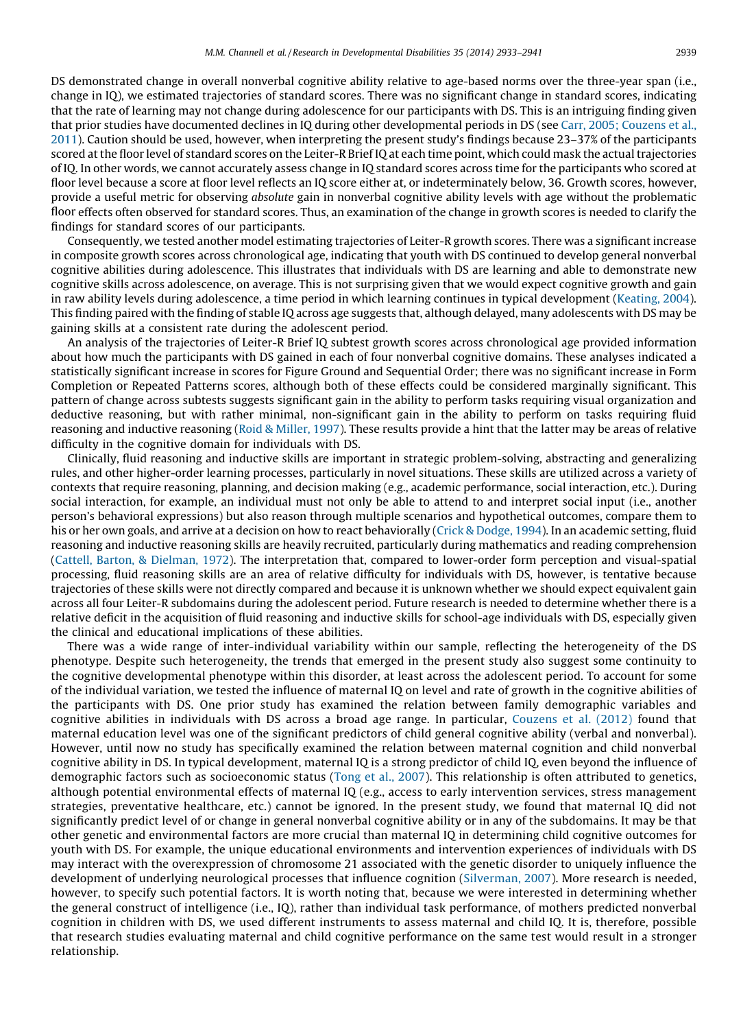DS demonstrated change in overall nonverbal cognitive ability relative to age-based norms over the three-year span (i.e., change in IQ), we estimated trajectories of standard scores. There was no significant change in standard scores, indicating that the rate of learning may not change during adolescence for our participants with DS. This is an intriguing finding given that prior studies have documented declines in IQ during other developmental periods in DS (see Carr, 2005; Couzens et al., 2011). Caution should be used, however, when interpreting the present study's findings because 23–37% of the participants scored at the floor level of standard scores on the Leiter-R Brief IQ at each time point, which could mask the actual trajectories of IQ. In other words, we cannot accurately assess change in IQ standard scores across time for the participants who scored at floor level because a score at floor level reflects an IQ score either at, or indeterminately below, 36. Growth scores, however, provide a useful metric for observing *absolute* gain in nonverbal cognitive ability levels with age without the problematic floor effects often observed for standard scores. Thus, an examination of the change in growth scores is needed to clarify the findings for standard scores of our participants.

Consequently, we tested another model estimating trajectories of Leiter-R growth scores. There was a significant increase in composite growth scores across chronological age, indicating that youth with DS continued to develop general nonverbal cognitive abilities during adolescence. This illustrates that individuals with DS are learning and able to demonstrate new cognitive skills across adolescence, on average. This is not surprising given that we would expect cognitive growth and gain in raw ability levels during adolescence, a time period in which learning continues in typical development (Keating, 2004). This finding paired with the finding of stable IQ across age suggests that, although delayed, many adolescents with DS may be gaining skills at a consistent rate during the adolescent period.

An analysis of the trajectories of Leiter-R Brief IQ subtest growth scores across chronological age provided information about how much the participants with DS gained in each of four nonverbal cognitive domains. These analyses indicated a statistically significant increase in scores for Figure Ground and Sequential Order; there was no significant increase in Form Completion or Repeated Patterns scores, although both of these effects could be considered marginally significant. This pattern of change across subtests suggests significant gain in the ability to perform tasks requiring visual organization and deductive reasoning, but with rather minimal, non-significant gain in the ability to perform on tasks requiring fluid reasoning and inductive reasoning (Roid & Miller, 1997). These results provide a hint that the latter may be areas of relative difficulty in the cognitive domain for individuals with DS.

Clinically, fluid reasoning and inductive skills are important in strategic problem-solving, abstracting and generalizing rules, and other higher-order learning processes, particularly in novel situations. These skills are utilized across a variety of contexts that require reasoning, planning, and decision making (e.g., academic performance, social interaction, etc.). During social interaction, for example, an individual must not only be able to attend to and interpret social input (i.e., another person's behavioral expressions) but also reason through multiple scenarios and hypothetical outcomes, compare them to his or her own goals, and arrive at a decision on how to react behaviorally (Crick & Dodge, 1994). In an academic setting, fluid reasoning and inductive reasoning skills are heavily recruited, particularly during mathematics and reading comprehension (Cattell, Barton, & Dielman, 1972). The interpretation that, compared to lower-order form perception and visual-spatial processing, fluid reasoning skills are an area of relative difficulty for individuals with DS, however, is tentative because trajectories of these skills were not directly compared and because it is unknown whether we should expect equivalent gain across all four Leiter-R subdomains during the adolescent period. Future research is needed to determine whether there is a relative deficit in the acquisition of fluid reasoning and inductive skills for school-age individuals with DS, especially given the clinical and educational implications of these abilities.

There was a wide range of inter-individual variability within our sample, reflecting the heterogeneity of the DS phenotype. Despite such heterogeneity, the trends that emerged in the present study also suggest some continuity to the cognitive developmental phenotype within this disorder, at least across the adolescent period. To account for some of the individual variation, we tested the influence of maternal IQ on level and rate of growth in the cognitive abilities of the participants with DS. One prior study has examined the relation between family demographic variables and cognitive abilities in individuals with DS across a broad age range. In particular, Couzens et al. (2012) found that maternal education level was one of the significant predictors of child general cognitive ability (verbal and nonverbal). However, until now no study has specifically examined the relation between maternal cognition and child nonverbal cognitive ability in DS. In typical development, maternal IQ is a strong predictor of child IQ, even beyond the influence of demographic factors such as socioeconomic status (Tong et al., 2007). This relationship is often attributed to genetics, although potential environmental effects of maternal IQ (e.g., access to early intervention services, stress management strategies, preventative healthcare, etc.) cannot be ignored. In the present study, we found that maternal IQ did not significantly predict level of or change in general nonverbal cognitive ability or in any of the subdomains. It may be that other genetic and environmental factors are more crucial than maternal IQ in determining child cognitive outcomes for youth with DS. For example, the unique educational environments and intervention experiences of individuals with DS may interact with the overexpression of chromosome 21 associated with the genetic disorder to uniquely influence the development of underlying neurological processes that influence cognition (Silverman, 2007). More research is needed, however, to specify such potential factors. It is worth noting that, because we were interested in determining whether the general construct of intelligence (i.e., IQ), rather than individual task performance, of mothers predicted nonverbal cognition in children with DS, we used different instruments to assess maternal and child IQ. It is, therefore, possible that research studies evaluating maternal and child cognitive performance on the same test would result in a stronger relationship.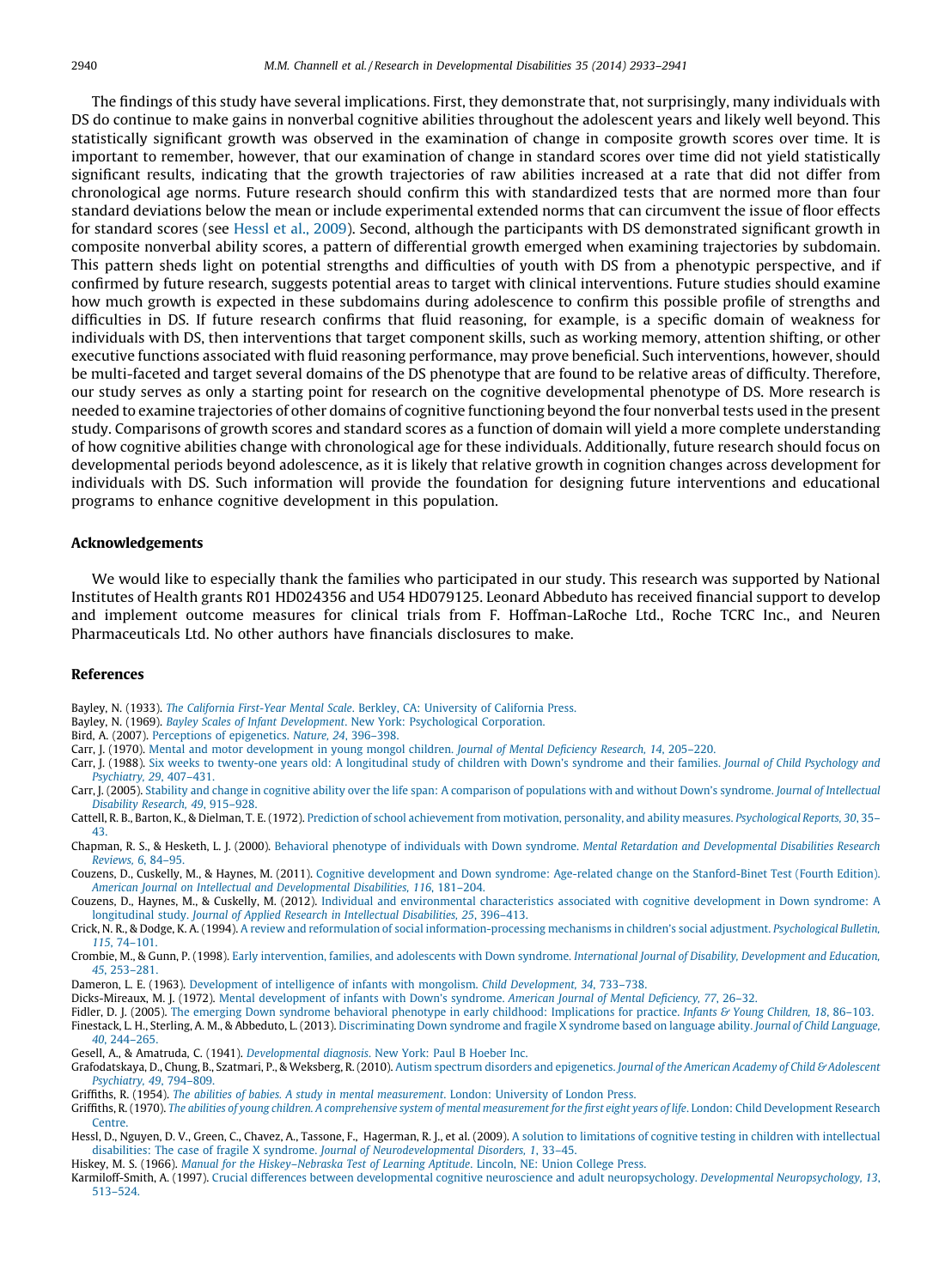The findings of this study have several implications. First, they demonstrate that, not surprisingly, many individuals with DS do continue to make gains in nonverbal cognitive abilities throughout the adolescent years and likely well beyond. This statistically significant growth was observed in the examination of change in composite growth scores over time. It is important to remember, however, that our examination of change in standard scores over time did not yield statistically significant results, indicating that the growth trajectories of raw abilities increased at a rate that did not differ from chronological age norms. Future research should confirm this with standardized tests that are normed more than four standard deviations below the mean or include experimental extended norms that can circumvent the issue of floor effects for standard scores (see Hessl et al., 2009). Second, although the participants with DS demonstrated significant growth in composite nonverbal ability scores, a pattern of differential growth emerged when examining trajectories by subdomain. This pattern sheds light on potential strengths and difficulties of youth with DS from a phenotypic perspective, and if confirmed by future research, suggests potential areas to target with clinical interventions. Future studies should examine how much growth is expected in these subdomains during adolescence to confirm this possible profile of strengths and difficulties in DS. If future research confirms that fluid reasoning, for example, is a specific domain of weakness for individuals with DS, then interventions that target component skills, such as working memory, attention shifting, or other executive functions associated with fluid reasoning performance, may prove beneficial. Such interventions, however, should be multi-faceted and target several domains of the DS phenotype that are found to be relative areas of difficulty. Therefore, our study serves as only a starting point for research on the cognitive developmental phenotype of DS. More research is needed to examine trajectories of other domains of cognitive functioning beyond the four nonverbal tests used in the present study. Comparisons of growth scores and standard scores as a function of domain will yield a more complete understanding of how cognitive abilities change with chronological age for these individuals. Additionally, future research should focus on developmental periods beyond adolescence, as it is likely that relative growth in cognition changes across development for individuals with DS. Such information will provide the foundation for designing future interventions and educational programs to enhance cognitive development in this population.

## Acknowledgements

We would like to especially thank the families who participated in our study. This research was supported by National Institutes of Health grants R01 HD024356 and U54 HD079125. Leonard Abbeduto has received financial support to develop and implement outcome measures for clinical trials from F. Hoffman-LaRoche Ltd., Roche TCRC Inc., and Neuren Pharmaceuticals Ltd. No other authors have financials disclosures to make.

## References

Bayley, N. (1933). *The California First-Year Mental Scale*. Berkley, CA: University of California Press.

Bayley, N. (1969). *Bayley Scales of Infant Development*. New York: Psychological Corporation.

Bird, A. (2007). Perceptions of epigenetics. *Nature, 24*, 396–398.

Carr, J. (1970). Mental and motor development in young mongol children. *Journal of Mental Deficiency Research, 14*, 205–220.

Carr, J. (1988). Six weeks to twenty-one years old: A longitudinal study of children with Down's syndrome and their families. *Journal of Child Psychology and Psychiatry, 29*, 407–431.

Carr, J. (2005). Stability and change in cognitive ability over the life span: A comparison of populations with and without Down's syndrome. *Journal of Intellectual Disability Research, 49*, 915–928.

Cattell, R. B., Barton, K., & Dielman, T. E. (1972). Prediction of school achievement from motivation, personality, and ability measures. *Psychological Reports, 30*, 35–43.

Chapman, R. S., & Hesketh, L. J. (2000). Behavioral phenotype of individuals with Down syndrome. *Mental Retardation and Developmental Disabilities Research Reviews, 6*, 84–95.

Couzens, D., Cuskelly, M., & Haynes, M. (2011). Cognitive development and Down syndrome: Age-related change on the Stanford-Binet Test (Fourth Edition). *American Journal on Intellectual and Developmental Disabilities, 116*, 181–204.

Couzens, D., Haynes, M., & Cuskelly, M. (2012). Individual and environmental characteristics associated with cognitive development in Down syndrome: A longitudinal study. *Journal of Applied Research in Intellectual Disabilities, 25*, 396–413.

Crick, N. R., & Dodge, K. A. (1994). A review and reformulation of social information-processing mechanisms in children's social adjustment. *Psychological Bulletin, 115*, 74–101.

Crombie, M., & Gunn, P. (1998). Early intervention, families, and adolescents with Down syndrome. *International Journal of Disability, Development and Education, 45*, 253–281.

Dameron, L. E. (1963). Development of intelligence of infants with mongolism. *Child Development, 34*, 733–738.

Dicks-Mireaux, M. J. (1972). Mental development of infants with Down's syndrome. *American Journal of Mental Deficiency, 77*, 26–32.

Fidler, D. J. (2005). The emerging Down syndrome behavioral phenotype in early childhood: Implications for practice. *Infants & Young Children, 18*, 86–103.

Finestack, L. H., Sterling, A. M., & Abbeduto, L. (2013). Discriminating Down syndrome and fragile X syndrome based on language ability. *Journal of Child Language, 40*, 244–265.

Gesell, A., & Amatruda, C. (1941). *Developmental diagnosis*. New York: Paul B Hoeber Inc.

Grafodatskaya, D., Chung, B., Szatmari, P., & Weksberg, R. (2010). Autism spectrum disorders and epigenetics. *Journal of the American Academy of Child & Adolescent Psychiatry, 49*, 794–809.

Griffiths, R. (1954). *The abilities of babies. A study in mental measurement*. London: University of London Press.

Griffiths, R. (1970). *The abilities of young children. A comprehensive system of mental measurement for the first eight years of life*. London: Child Development Research Centre.

Hessl, D., Nguyen, D. V., Green, C., Chavez, A., Tassone, F., Hagerman, R. J., et al. (2009). A solution to limitations of cognitive testing in children with intellectual disabilities: The case of fragile X syndrome. *Journal of Neurodevelopmental Disorders, 1*, 33–45.

Hiskey, M. S. (1966). *Manual for the Hiskey–Nebraska Test of Learning Aptitude*. Lincoln, NE: Union College Press.

Karmiloff-Smith, A. (1997). Crucial differences between developmental cognitive neuroscience and adult neuropsychology. *Developmental Neuropsychology, 13*, 513–524.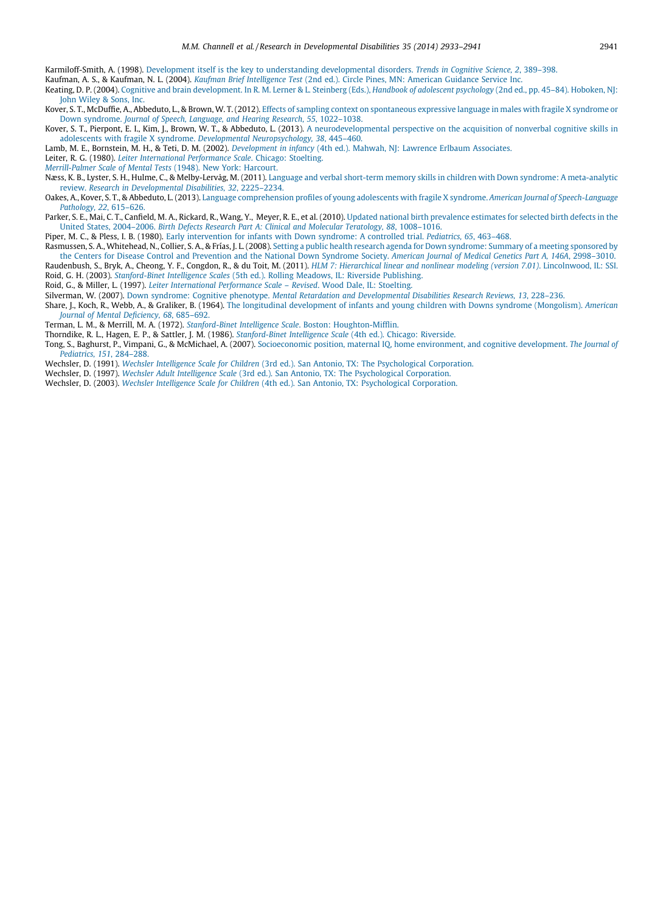Karmiloff-Smith, A. (1998). Development itself is the key to understanding developmental disorders. *Trends in Cognitive Science, 2*, 389–398.

Kaufman, A. S., & Kaufman, N. L. (2004). *Kaufman Brief Intelligence Test* (2nd ed.). Circle Pines, MN: American Guidance Service Inc.

Keating, D. P. (2004). Cognitive and brain development. In R. M. Lerner & L. Steinberg (Eds.), *Handbook of adolescent psychology* (2nd ed., pp. 45–84). Hoboken, NJ: John Wiley & Sons, Inc.

Kover, S. T., McDuffie, A., Abbeduto, L., & Brown, W. T. (2012). Effects of sampling context on spontaneous expressive language in males with fragile X syndrome or Down syndrome. *Journal of Speech, Language, and Hearing Research, 55*, 1022–1038.

Kover, S. T., Pierpont, E. I., Kim, J., Brown, W. T., & Abbeduto, L. (2013). A neurodevelopmental perspective on the acquisition of nonverbal cognitive skills in adolescents with fragile X syndrome. *Developmental Neuropsychology, 38*, 445–460.

Lamb, M. E., Bornstein, M. H., & Teti, D. M. (2002). *Development in infancy* (4th ed.). Mahwah, NJ: Lawrence Erlbaum Associates.

Leiter, R. G. (1980). *Leiter International Performance Scale*. Chicago: Stoelting.

*Merrill-Palmer Scale of Mental Tests* (1948). New York: Harcourt.

Næss, K. B., Lyster, S. H., Hulme, C., & Melby-Lervåg, M. (2011). Language and verbal short-term memory skills in children with Down syndrome: A meta-analytic review. *Research in Developmental Disabilities, 32*, 2225–2234.

Oakes, A., Kover, S. T., & Abbeduto, L. (2013). Language comprehension profiles of young adolescents with fragile X syndrome. *American Journal of Speech-Language Pathology, 22*, 615–626.

Parker, S. E., Mai, C. T., Canfield, M. A., Rickard, R., Wang, Y., Meyer, R. E., et al. (2010). Updated national birth prevalence estimates for selected birth defects in the United States, 2004–2006. *Birth Defects Research Part A: Clinical and Molecular Teratology, 88*, 1008–1016.

Piper, M. C., & Pless, I. B. (1980). Early intervention for infants with Down syndrome: A controlled trial. *Pediatrics, 65*, 463–468.

Rasmussen, S. A., Whitehead, N., Collier, S. A., & Frías, J. L. (2008). Setting a public health research agenda for Down syndrome: Summary of a meeting sponsored by the Centers for Disease Control and Prevention and the National Down Syndrome Society. *American Journal of Medical Genetics Part A, 146A*, 2998–3010.

Raudenbush, S., Bryk, A., Cheong, Y. F., Congdon, R., & du Toit, M. (2011). *HLM 7: Hierarchical linear and nonlinear modeling (version 7.01)*. Lincolnwood, IL: SSI.

Roid, G. H. (2003). *Stanford-Binet Intelligence Scales* (5th ed.). Rolling Meadows, IL: Riverside Publishing.

Roid, G., & Miller, L. (1997). *Leiter International Performance Scale – Revised*. Wood Dale, IL: Stoelting.

Silverman, W. (2007). Down syndrome: Cognitive phenotype. *Mental Retardation and Developmental Disabilities Research Reviews, 13*, 228–236.

Share, J., Koch, R., Webb, A., & Graliker, B. (1964). The longitudinal development of infants and young children with Downs syndrome (Mongolism). *American Journal of Mental Deficiency, 68*, 685–692.

Terman, L. M., & Merrill, M. A. (1972). *Stanford-Binet Intelligence Scale*. Boston: Houghton-Mifflin.

Thorndike, R. L., Hagen, E. P., & Sattler, J. M. (1986). *Stanford-Binet Intelligence Scale* (4th ed.). Chicago: Riverside.

Tong, S., Baghurst, P., Vimpani, G., & McMichael, A. (2007). Socioeconomic position, maternal IQ, home environment, and cognitive development. *The Journal of Pediatrics, 151*, 284–288.

Wechsler, D. (1991). *Wechsler Intelligence Scale for Children* (3rd ed.). San Antonio, TX: The Psychological Corporation.

Wechsler, D. (1997). *Wechsler Adult Intelligence Scale* (3rd ed.). San Antonio, TX: The Psychological Corporation.

Wechsler, D. (2003). *Wechsler Intelligence Scale for Children* (4th ed.). San Antonio, TX: Psychological Corporation.